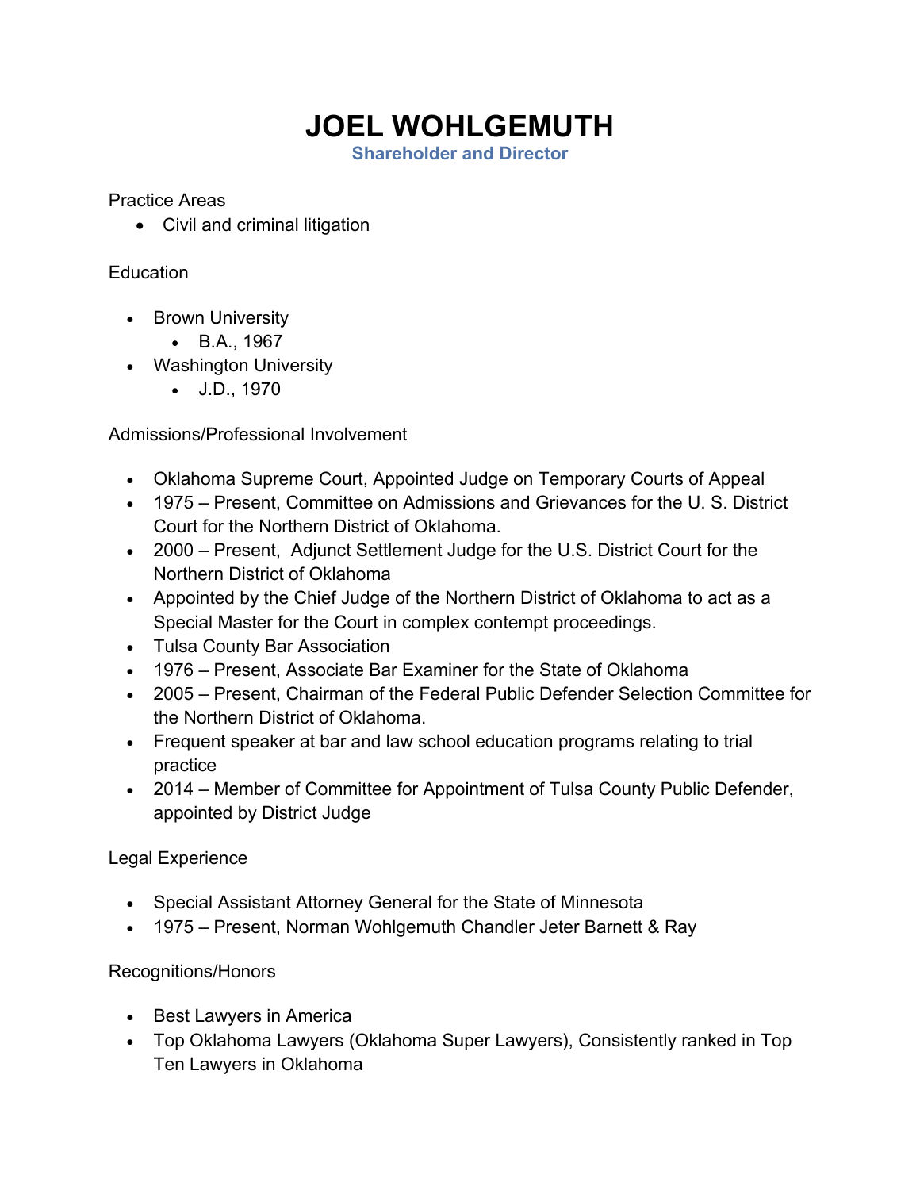# JOEL WOHLGEMUTH

**Shareholder and Director**

Practice Areas

- Civil and criminal litigation

Education

- Brown University
  - B.A., 1967
- Washington University
  - J.D., 1970

Admissions/Professional Involvement

- Oklahoma Supreme Court, Appointed Judge on Temporary Courts of Appeal
- 1975 – Present, Committee on Admissions and Grievances for the U. S. District Court for the Northern District of Oklahoma.
- 2000 – Present, Adjunct Settlement Judge for the U.S. District Court for the Northern District of Oklahoma
- Appointed by the Chief Judge of the Northern District of Oklahoma to act as a Special Master for the Court in complex contempt proceedings.
- Tulsa County Bar Association
- 1976 – Present, Associate Bar Examiner for the State of Oklahoma
- 2005 – Present, Chairman of the Federal Public Defender Selection Committee for the Northern District of Oklahoma.
- Frequent speaker at bar and law school education programs relating to trial practice
- 2014 – Member of Committee for Appointment of Tulsa County Public Defender, appointed by District Judge

Legal Experience

- Special Assistant Attorney General for the State of Minnesota
- 1975 – Present, Norman Wohlgemuth Chandler Jeter Barnett & Ray

Recognitions/Honors

- Best Lawyers in America
- Top Oklahoma Lawyers (Oklahoma Super Lawyers), Consistently ranked in Top Ten Lawyers in Oklahoma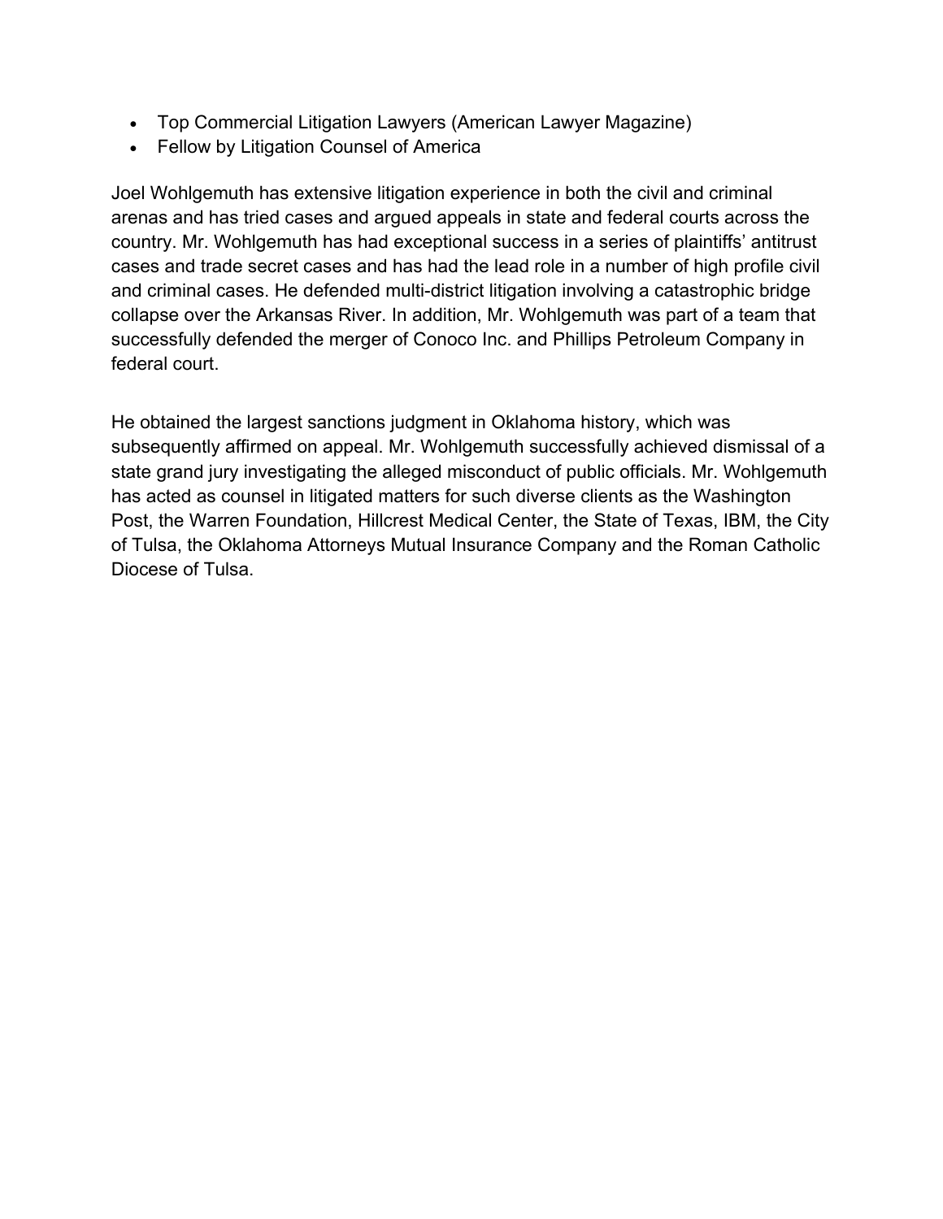- Top Commercial Litigation Lawyers (American Lawyer Magazine)
- Fellow by Litigation Counsel of America

Joel Wohlgemuth has extensive litigation experience in both the civil and criminal arenas and has tried cases and argued appeals in state and federal courts across the country. Mr. Wohlgemuth has had exceptional success in a series of plaintiffs' antitrust cases and trade secret cases and has had the lead role in a number of high profile civil and criminal cases. He defended multi-district litigation involving a catastrophic bridge collapse over the Arkansas River. In addition, Mr. Wohlgemuth was part of a team that successfully defended the merger of Conoco Inc. and Phillips Petroleum Company in federal court.

He obtained the largest sanctions judgment in Oklahoma history, which was subsequently affirmed on appeal. Mr. Wohlgemuth successfully achieved dismissal of a state grand jury investigating the alleged misconduct of public officials. Mr. Wohlgemuth has acted as counsel in litigated matters for such diverse clients as the Washington Post, the Warren Foundation, Hillcrest Medical Center, the State of Texas, IBM, the City of Tulsa, the Oklahoma Attorneys Mutual Insurance Company and the Roman Catholic Diocese of Tulsa.